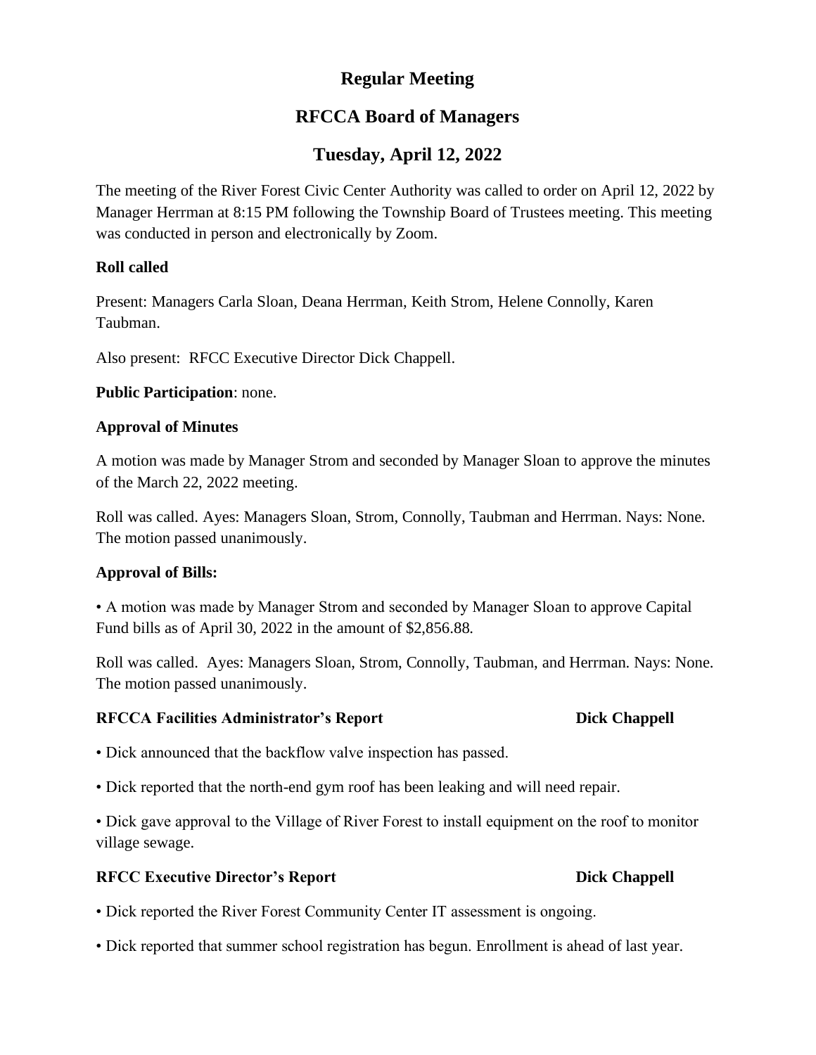# Regular Meeting

# RFCCA Board of Managers

# Tuesday, April 12, 2022

The meeting of the River Forest Civic Center Authority was called to order on April 12, 2022 by Manager Herrman at 8:15 PM following the Township Board of Trustees meeting. This meeting was conducted in person and electronically by Zoom.

**Roll called**

Present: Managers Carla Sloan, Deana Herrman, Keith Strom, Helene Connolly, Karen Taubman.

Also present: RFCC Executive Director Dick Chappell.

**Public Participation**: none.

**Approval of Minutes**

A motion was made by Manager Strom and seconded by Manager Sloan to approve the minutes of the March 22, 2022 meeting.

Roll was called. Ayes: Managers Sloan, Strom, Connolly, Taubman and Herrman. Nays: None. The motion passed unanimously.

**Approval of Bills:**

• A motion was made by Manager Strom and seconded by Manager Sloan to approve Capital Fund bills as of April 30, 2022 in the amount of $2,856.88.

Roll was called. Ayes: Managers Sloan, Strom, Connolly, Taubman, and Herrman. Nays: None. The motion passed unanimously.

**RFCCA Facilities Administrator's Report** **Dick Chappell**

• Dick announced that the backflow valve inspection has passed.

• Dick reported that the north-end gym roof has been leaking and will need repair.

• Dick gave approval to the Village of River Forest to install equipment on the roof to monitor village sewage.

**RFCC Executive Director's Report** **Dick Chappell**

• Dick reported the River Forest Community Center IT assessment is ongoing.

• Dick reported that summer school registration has begun. Enrollment is ahead of last year.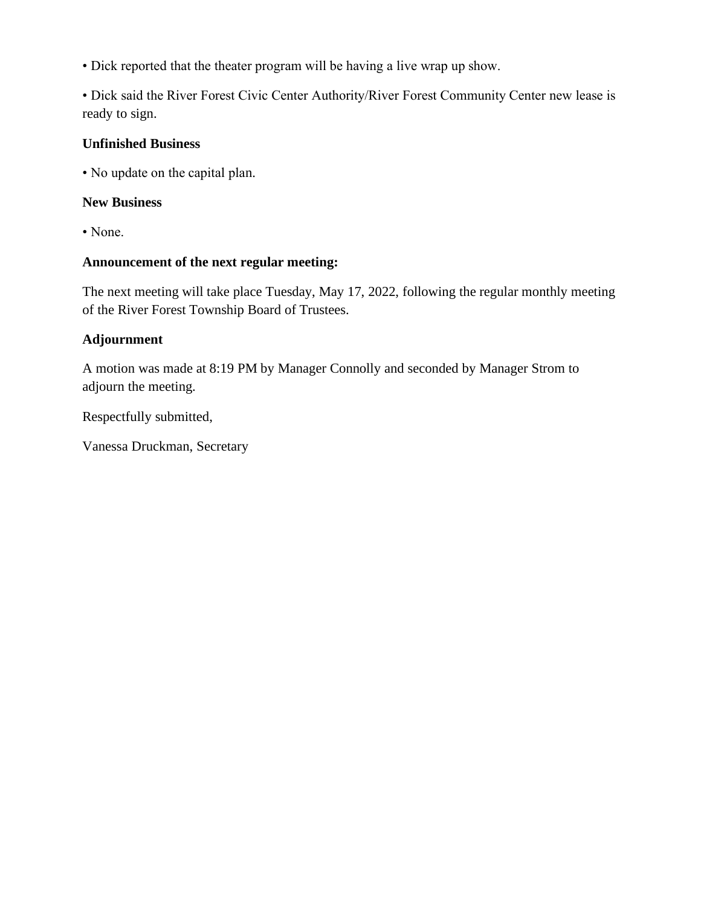• Dick reported that the theater program will be having a live wrap up show.

• Dick said the River Forest Civic Center Authority/River Forest Community Center new lease is ready to sign.

**Unfinished Business**

• No update on the capital plan.

**New Business**

• None.

**Announcement of the next regular meeting:**

The next meeting will take place Tuesday, May 17, 2022, following the regular monthly meeting of the River Forest Township Board of Trustees.

**Adjournment**

A motion was made at 8:19 PM by Manager Connolly and seconded by Manager Strom to adjourn the meeting.

Respectfully submitted,

Vanessa Druckman, Secretary